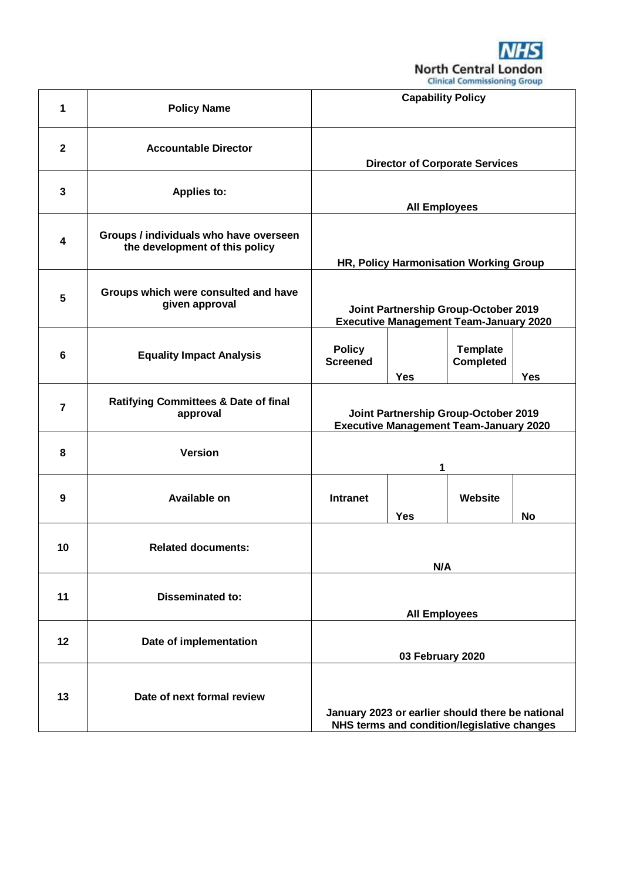NHS North Central London Clinical Commissioning Group

| | | | | | |
|---|---|---|---|---|---|
| **1** | **Policy Name** | **Capability Policy** | | | |
| **2** | **Accountable Director** | **Director of Corporate Services** | | | |
| **3** | **Applies to:** | **All Employees** | | | |
| **4** | **Groups / individuals who have overseen the development of this policy** | **HR, Policy Harmonisation Working Group** | | | |
| **5** | **Groups which were consulted and have given approval** | **Joint Partnership Group-October 2019 Executive Management Team-January 2020** | | | |
| **6** | **Equality Impact Analysis** | **Policy Screened** | **Yes** | **Template Completed** | **Yes** |
| **7** | **Ratifying Committees & Date of final approval** | **Joint Partnership Group-October 2019 Executive Management Team-January 2020** | | | |
| **8** | **Version** | **1** | | | |
| **9** | **Available on** | **Intranet** | **Yes** | **Website** | **No** |
| **10** | **Related documents:** | **N/A** | | | |
| **11** | **Disseminated to:** | **All Employees** | | | |
| **12** | **Date of implementation** | **03 February 2020** | | | |
| **13** | **Date of next formal review** | **January 2023 or earlier should there be national NHS terms and condition/legislative changes** | | | |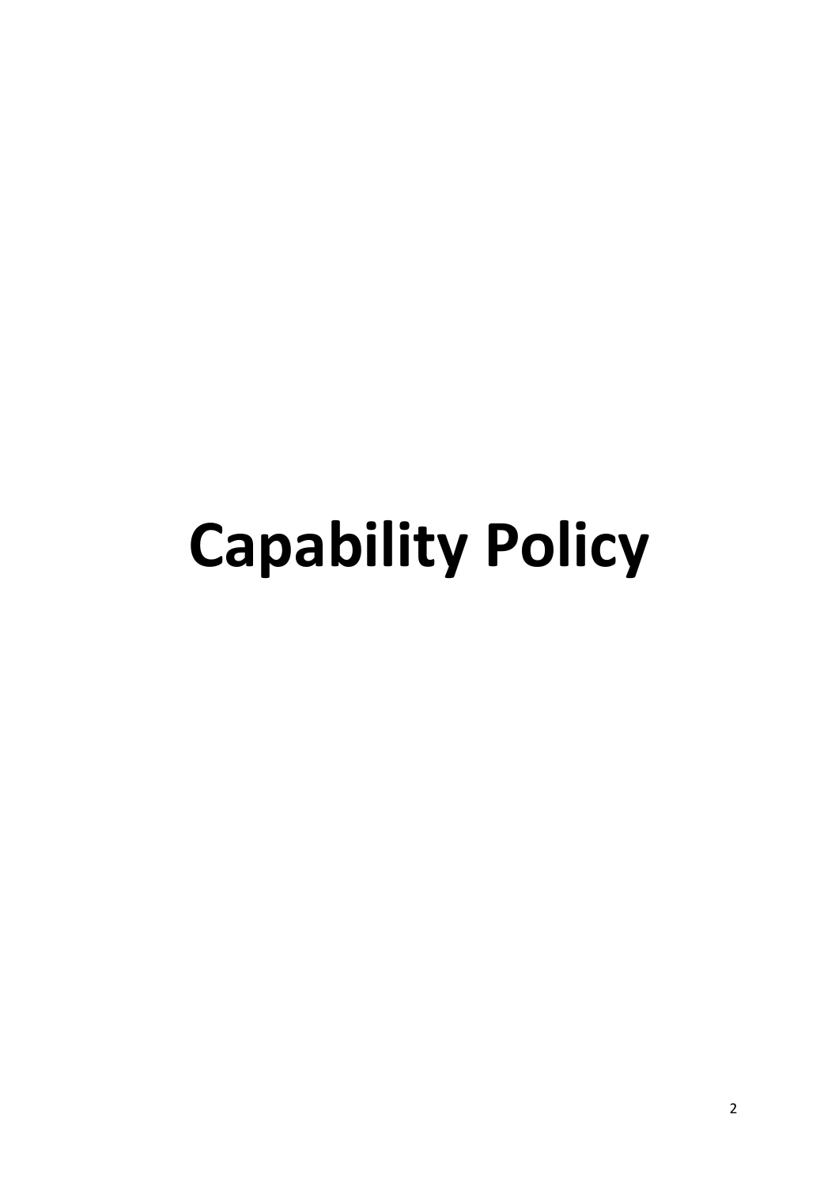# Capability Policy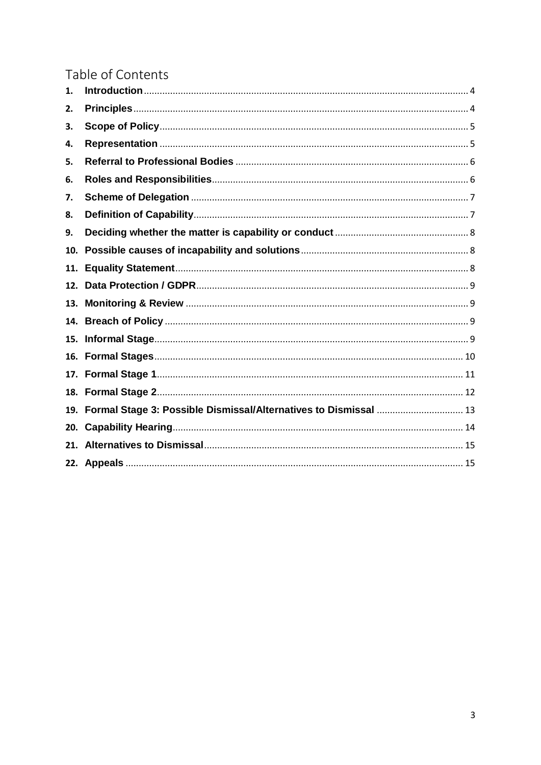# Table of Contents

| | | |
|---|---|---|
| 1. | **Introduction** | 4 |
| 2. | **Principles** | 4 |
| 3. | **Scope of Policy** | 5 |
| 4. | **Representation** | 5 |
| 5. | **Referral to Professional Bodies** | 6 |
| 6. | **Roles and Responsibilities** | 6 |
| 7. | **Scheme of Delegation** | 7 |
| 8. | **Definition of Capability** | 7 |
| 9. | **Deciding whether the matter is capability or conduct** | 8 |
| 10. | **Possible causes of incapability and solutions** | 8 |
| 11. | **Equality Statement** | 8 |
| 12. | **Data Protection / GDPR** | 9 |
| 13. | **Monitoring & Review** | 9 |
| 14. | **Breach of Policy** | 9 |
| 15. | **Informal Stage** | 9 |
| 16. | **Formal Stages** | 10 |
| 17. | **Formal Stage 1** | 11 |
| 18. | **Formal Stage 2** | 12 |
| 19. | **Formal Stage 3: Possible Dismissal/Alternatives to Dismissal** | 13 |
| 20. | **Capability Hearing** | 14 |
| 21. | **Alternatives to Dismissal** | 15 |
| 22. | **Appeals** | 15 |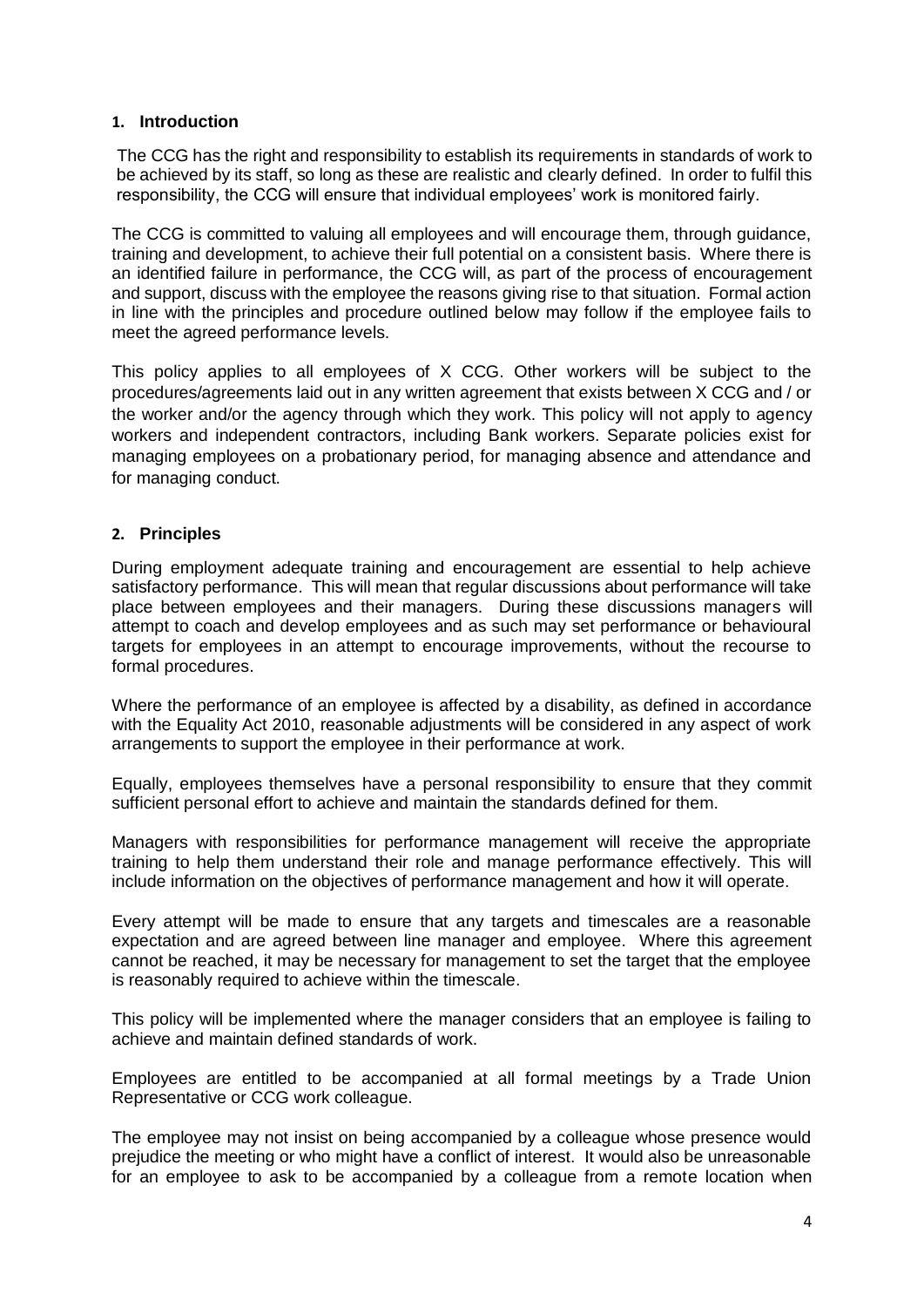## 1. Introduction

The CCG has the right and responsibility to establish its requirements in standards of work to be achieved by its staff, so long as these are realistic and clearly defined. In order to fulfil this responsibility, the CCG will ensure that individual employees' work is monitored fairly.

The CCG is committed to valuing all employees and will encourage them, through guidance, training and development, to achieve their full potential on a consistent basis. Where there is an identified failure in performance, the CCG will, as part of the process of encouragement and support, discuss with the employee the reasons giving rise to that situation. Formal action in line with the principles and procedure outlined below may follow if the employee fails to meet the agreed performance levels.

This policy applies to all employees of X CCG. Other workers will be subject to the procedures/agreements laid out in any written agreement that exists between X CCG and / or the worker and/or the agency through which they work. This policy will not apply to agency workers and independent contractors, including Bank workers. Separate policies exist for managing employees on a probationary period, for managing absence and attendance and for managing conduct.

## 2. Principles

During employment adequate training and encouragement are essential to help achieve satisfactory performance. This will mean that regular discussions about performance will take place between employees and their managers. During these discussions managers will attempt to coach and develop employees and as such may set performance or behavioural targets for employees in an attempt to encourage improvements, without the recourse to formal procedures.

Where the performance of an employee is affected by a disability, as defined in accordance with the Equality Act 2010, reasonable adjustments will be considered in any aspect of work arrangements to support the employee in their performance at work.

Equally, employees themselves have a personal responsibility to ensure that they commit sufficient personal effort to achieve and maintain the standards defined for them.

Managers with responsibilities for performance management will receive the appropriate training to help them understand their role and manage performance effectively. This will include information on the objectives of performance management and how it will operate.

Every attempt will be made to ensure that any targets and timescales are a reasonable expectation and are agreed between line manager and employee. Where this agreement cannot be reached, it may be necessary for management to set the target that the employee is reasonably required to achieve within the timescale.

This policy will be implemented where the manager considers that an employee is failing to achieve and maintain defined standards of work.

Employees are entitled to be accompanied at all formal meetings by a Trade Union Representative or CCG work colleague.

The employee may not insist on being accompanied by a colleague whose presence would prejudice the meeting or who might have a conflict of interest. It would also be unreasonable for an employee to ask to be accompanied by a colleague from a remote location when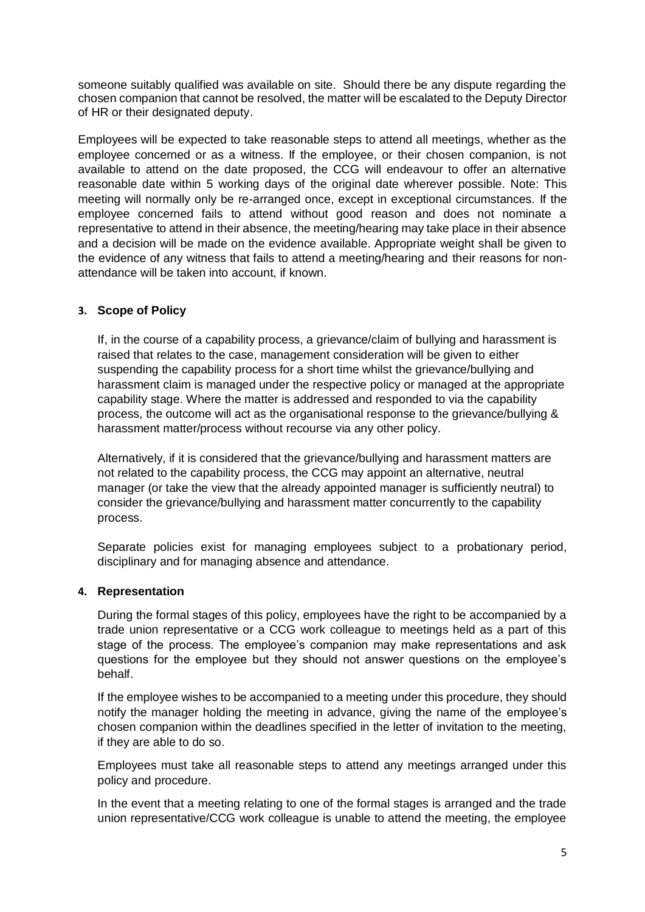someone suitably qualified was available on site. Should there be any dispute regarding the chosen companion that cannot be resolved, the matter will be escalated to the Deputy Director of HR or their designated deputy.

Employees will be expected to take reasonable steps to attend all meetings, whether as the employee concerned or as a witness. If the employee, or their chosen companion, is not available to attend on the date proposed, the CCG will endeavour to offer an alternative reasonable date within 5 working days of the original date wherever possible. Note: This meeting will normally only be re-arranged once, except in exceptional circumstances. If the employee concerned fails to attend without good reason and does not nominate a representative to attend in their absence, the meeting/hearing may take place in their absence and a decision will be made on the evidence available. Appropriate weight shall be given to the evidence of any witness that fails to attend a meeting/hearing and their reasons for non-attendance will be taken into account, if known.

## 3. Scope of Policy

If, in the course of a capability process, a grievance/claim of bullying and harassment is raised that relates to the case, management consideration will be given to either suspending the capability process for a short time whilst the grievance/bullying and harassment claim is managed under the respective policy or managed at the appropriate capability stage. Where the matter is addressed and responded to via the capability process, the outcome will act as the organisational response to the grievance/bullying & harassment matter/process without recourse via any other policy.

Alternatively, if it is considered that the grievance/bullying and harassment matters are not related to the capability process, the CCG may appoint an alternative, neutral manager (or take the view that the already appointed manager is sufficiently neutral) to consider the grievance/bullying and harassment matter concurrently to the capability process.

Separate policies exist for managing employees subject to a probationary period, disciplinary and for managing absence and attendance.

## 4. Representation

During the formal stages of this policy, employees have the right to be accompanied by a trade union representative or a CCG work colleague to meetings held as a part of this stage of the process. The employee's companion may make representations and ask questions for the employee but they should not answer questions on the employee's behalf.

If the employee wishes to be accompanied to a meeting under this procedure, they should notify the manager holding the meeting in advance, giving the name of the employee's chosen companion within the deadlines specified in the letter of invitation to the meeting, if they are able to do so.

Employees must take all reasonable steps to attend any meetings arranged under this policy and procedure.

In the event that a meeting relating to one of the formal stages is arranged and the trade union representative/CCG work colleague is unable to attend the meeting, the employee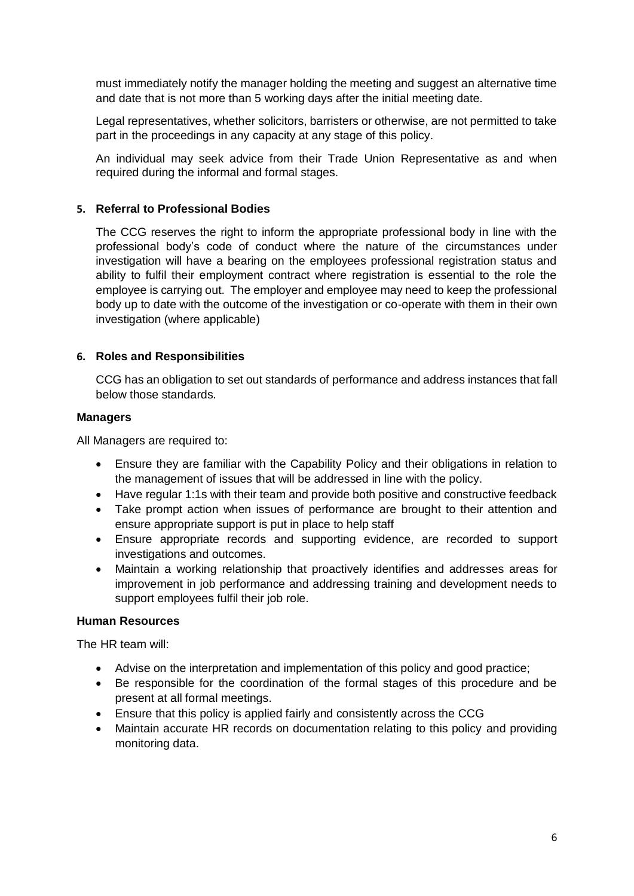must immediately notify the manager holding the meeting and suggest an alternative time and date that is not more than 5 working days after the initial meeting date.

Legal representatives, whether solicitors, barristers or otherwise, are not permitted to take part in the proceedings in any capacity at any stage of this policy.

An individual may seek advice from their Trade Union Representative as and when required during the informal and formal stages.

## 5. Referral to Professional Bodies

The CCG reserves the right to inform the appropriate professional body in line with the professional body's code of conduct where the nature of the circumstances under investigation will have a bearing on the employees professional registration status and ability to fulfil their employment contract where registration is essential to the role the employee is carrying out. The employer and employee may need to keep the professional body up to date with the outcome of the investigation or co-operate with them in their own investigation (where applicable)

## 6. Roles and Responsibilities

CCG has an obligation to set out standards of performance and address instances that fall below those standards.

### Managers

All Managers are required to:

- Ensure they are familiar with the Capability Policy and their obligations in relation to the management of issues that will be addressed in line with the policy.
- Have regular 1:1s with their team and provide both positive and constructive feedback
- Take prompt action when issues of performance are brought to their attention and ensure appropriate support is put in place to help staff
- Ensure appropriate records and supporting evidence, are recorded to support investigations and outcomes.
- Maintain a working relationship that proactively identifies and addresses areas for improvement in job performance and addressing training and development needs to support employees fulfil their job role.

### Human Resources

The HR team will:

- Advise on the interpretation and implementation of this policy and good practice;
- Be responsible for the coordination of the formal stages of this procedure and be present at all formal meetings.
- Ensure that this policy is applied fairly and consistently across the CCG
- Maintain accurate HR records on documentation relating to this policy and providing monitoring data.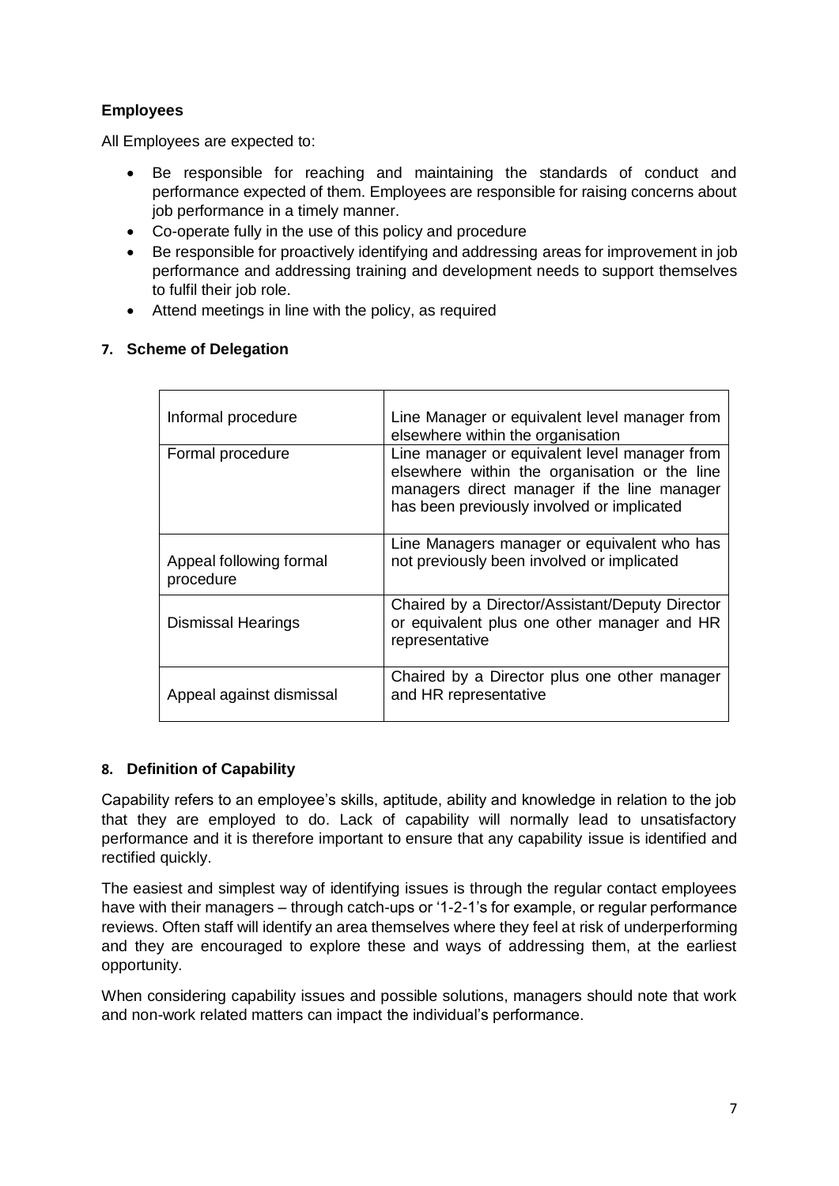**Employees**

All Employees are expected to:

- Be responsible for reaching and maintaining the standards of conduct and performance expected of them. Employees are responsible for raising concerns about job performance in a timely manner.
- Co-operate fully in the use of this policy and procedure
- Be responsible for proactively identifying and addressing areas for improvement in job performance and addressing training and development needs to support themselves to fulfil their job role.
- Attend meetings in line with the policy, as required

## 7. Scheme of Delegation

| | |
|---|---|
| Informal procedure | Line Manager or equivalent level manager from elsewhere within the organisation |
| Formal procedure | Line manager or equivalent level manager from elsewhere within the organisation or the line managers direct manager if the line manager has been previously involved or implicated |
| Appeal following formal procedure | Line Managers manager or equivalent who has not previously been involved or implicated |
| Dismissal Hearings | Chaired by a Director/Assistant/Deputy Director or equivalent plus one other manager and HR representative |
| Appeal against dismissal | Chaired by a Director plus one other manager and HR representative |

## 8. Definition of Capability

Capability refers to an employee's skills, aptitude, ability and knowledge in relation to the job that they are employed to do. Lack of capability will normally lead to unsatisfactory performance and it is therefore important to ensure that any capability issue is identified and rectified quickly.

The easiest and simplest way of identifying issues is through the regular contact employees have with their managers – through catch-ups or '1-2-1's for example, or regular performance reviews. Often staff will identify an area themselves where they feel at risk of underperforming and they are encouraged to explore these and ways of addressing them, at the earliest opportunity.

When considering capability issues and possible solutions, managers should note that work and non-work related matters can impact the individual's performance.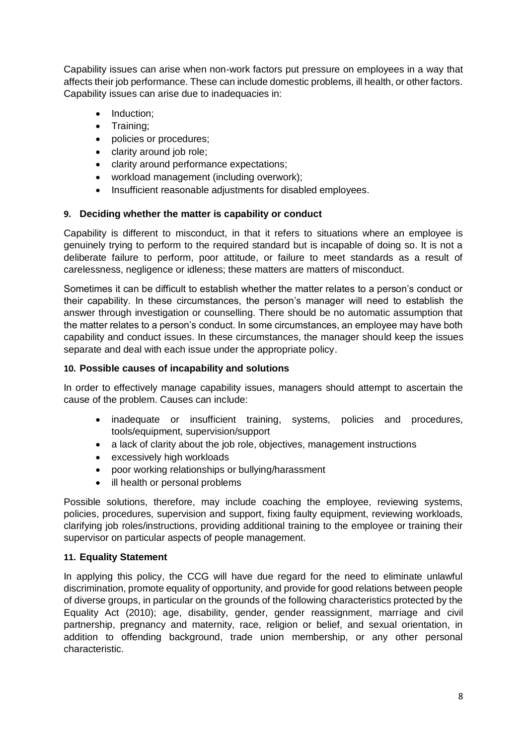Capability issues can arise when non-work factors put pressure on employees in a way that affects their job performance. These can include domestic problems, ill health, or other factors. Capability issues can arise due to inadequacies in:

- Induction;
- Training;
- policies or procedures;
- clarity around job role;
- clarity around performance expectations;
- workload management (including overwork);
- Insufficient reasonable adjustments for disabled employees.

## 9. Deciding whether the matter is capability or conduct

Capability is different to misconduct, in that it refers to situations where an employee is genuinely trying to perform to the required standard but is incapable of doing so. It is not a deliberate failure to perform, poor attitude, or failure to meet standards as a result of carelessness, negligence or idleness; these matters are matters of misconduct.

Sometimes it can be difficult to establish whether the matter relates to a person's conduct or their capability. In these circumstances, the person's manager will need to establish the answer through investigation or counselling. There should be no automatic assumption that the matter relates to a person's conduct. In some circumstances, an employee may have both capability and conduct issues. In these circumstances, the manager should keep the issues separate and deal with each issue under the appropriate policy.

## 10. Possible causes of incapability and solutions

In order to effectively manage capability issues, managers should attempt to ascertain the cause of the problem. Causes can include:

- inadequate or insufficient training, systems, policies and procedures, tools/equipment, supervision/support
- a lack of clarity about the job role, objectives, management instructions
- excessively high workloads
- poor working relationships or bullying/harassment
- ill health or personal problems

Possible solutions, therefore, may include coaching the employee, reviewing systems, policies, procedures, supervision and support, fixing faulty equipment, reviewing workloads, clarifying job roles/instructions, providing additional training to the employee or training their supervisor on particular aspects of people management.

## 11. Equality Statement

In applying this policy, the CCG will have due regard for the need to eliminate unlawful discrimination, promote equality of opportunity, and provide for good relations between people of diverse groups, in particular on the grounds of the following characteristics protected by the Equality Act (2010); age, disability, gender, gender reassignment, marriage and civil partnership, pregnancy and maternity, race, religion or belief, and sexual orientation, in addition to offending background, trade union membership, or any other personal characteristic.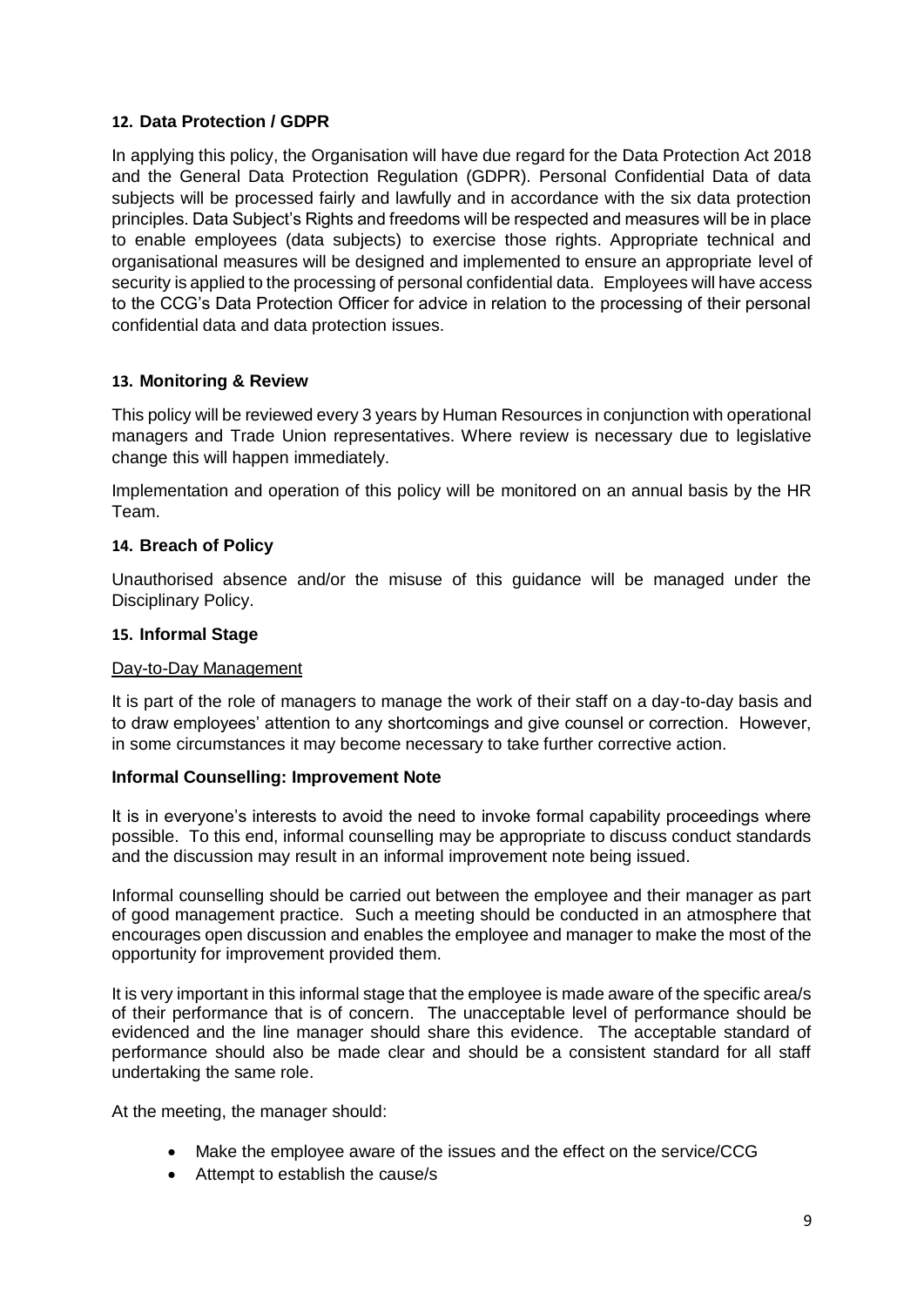## 12. Data Protection / GDPR

In applying this policy, the Organisation will have due regard for the Data Protection Act 2018 and the General Data Protection Regulation (GDPR). Personal Confidential Data of data subjects will be processed fairly and lawfully and in accordance with the six data protection principles. Data Subject's Rights and freedoms will be respected and measures will be in place to enable employees (data subjects) to exercise those rights. Appropriate technical and organisational measures will be designed and implemented to ensure an appropriate level of security is applied to the processing of personal confidential data. Employees will have access to the CCG's Data Protection Officer for advice in relation to the processing of their personal confidential data and data protection issues.

## 13. Monitoring & Review

This policy will be reviewed every 3 years by Human Resources in conjunction with operational managers and Trade Union representatives. Where review is necessary due to legislative change this will happen immediately.

Implementation and operation of this policy will be monitored on an annual basis by the HR Team.

## 14. Breach of Policy

Unauthorised absence and/or the misuse of this guidance will be managed under the Disciplinary Policy.

## 15. Informal Stage

Day-to-Day Management

It is part of the role of managers to manage the work of their staff on a day-to-day basis and to draw employees' attention to any shortcomings and give counsel or correction. However, in some circumstances it may become necessary to take further corrective action.

**Informal Counselling: Improvement Note**

It is in everyone's interests to avoid the need to invoke formal capability proceedings where possible. To this end, informal counselling may be appropriate to discuss conduct standards and the discussion may result in an informal improvement note being issued.

Informal counselling should be carried out between the employee and their manager as part of good management practice. Such a meeting should be conducted in an atmosphere that encourages open discussion and enables the employee and manager to make the most of the opportunity for improvement provided them.

It is very important in this informal stage that the employee is made aware of the specific area/s of their performance that is of concern. The unacceptable level of performance should be evidenced and the line manager should share this evidence. The acceptable standard of performance should also be made clear and should be a consistent standard for all staff undertaking the same role.

At the meeting, the manager should:

- Make the employee aware of the issues and the effect on the service/CCG
- Attempt to establish the cause/s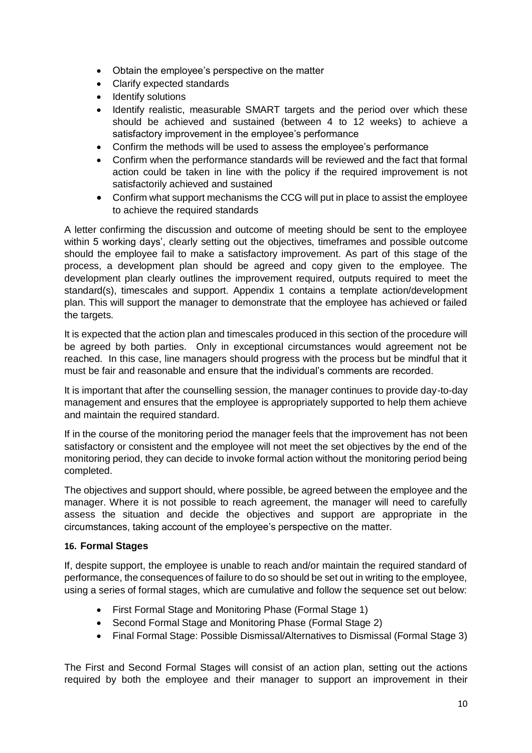- Obtain the employee's perspective on the matter
- Clarify expected standards
- Identify solutions
- Identify realistic, measurable SMART targets and the period over which these should be achieved and sustained (between 4 to 12 weeks) to achieve a satisfactory improvement in the employee's performance
- Confirm the methods will be used to assess the employee's performance
- Confirm when the performance standards will be reviewed and the fact that formal action could be taken in line with the policy if the required improvement is not satisfactorily achieved and sustained
- Confirm what support mechanisms the CCG will put in place to assist the employee to achieve the required standards

A letter confirming the discussion and outcome of meeting should be sent to the employee within 5 working days', clearly setting out the objectives, timeframes and possible outcome should the employee fail to make a satisfactory improvement. As part of this stage of the process, a development plan should be agreed and copy given to the employee. The development plan clearly outlines the improvement required, outputs required to meet the standard(s), timescales and support. Appendix 1 contains a template action/development plan. This will support the manager to demonstrate that the employee has achieved or failed the targets.

It is expected that the action plan and timescales produced in this section of the procedure will be agreed by both parties. Only in exceptional circumstances would agreement not be reached. In this case, line managers should progress with the process but be mindful that it must be fair and reasonable and ensure that the individual's comments are recorded.

It is important that after the counselling session, the manager continues to provide day-to-day management and ensures that the employee is appropriately supported to help them achieve and maintain the required standard.

If in the course of the monitoring period the manager feels that the improvement has not been satisfactory or consistent and the employee will not meet the set objectives by the end of the monitoring period, they can decide to invoke formal action without the monitoring period being completed.

The objectives and support should, where possible, be agreed between the employee and the manager. Where it is not possible to reach agreement, the manager will need to carefully assess the situation and decide the objectives and support are appropriate in the circumstances, taking account of the employee's perspective on the matter.

## 16. Formal Stages

If, despite support, the employee is unable to reach and/or maintain the required standard of performance, the consequences of failure to do so should be set out in writing to the employee, using a series of formal stages, which are cumulative and follow the sequence set out below:

- First Formal Stage and Monitoring Phase (Formal Stage 1)
- Second Formal Stage and Monitoring Phase (Formal Stage 2)
- Final Formal Stage: Possible Dismissal/Alternatives to Dismissal (Formal Stage 3)

The First and Second Formal Stages will consist of an action plan, setting out the actions required by both the employee and their manager to support an improvement in their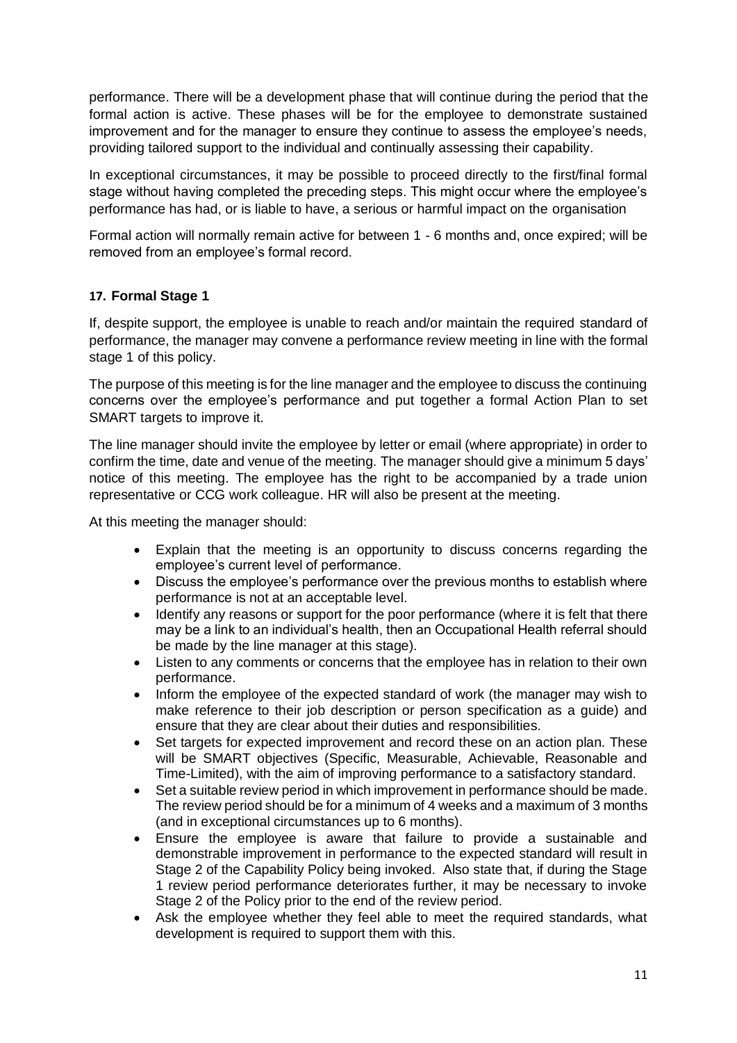performance. There will be a development phase that will continue during the period that the formal action is active. These phases will be for the employee to demonstrate sustained improvement and for the manager to ensure they continue to assess the employee's needs, providing tailored support to the individual and continually assessing their capability.

In exceptional circumstances, it may be possible to proceed directly to the first/final formal stage without having completed the preceding steps. This might occur where the employee's performance has had, or is liable to have, a serious or harmful impact on the organisation

Formal action will normally remain active for between 1 - 6 months and, once expired; will be removed from an employee's formal record.

## 17. Formal Stage 1

If, despite support, the employee is unable to reach and/or maintain the required standard of performance, the manager may convene a performance review meeting in line with the formal stage 1 of this policy.

The purpose of this meeting is for the line manager and the employee to discuss the continuing concerns over the employee's performance and put together a formal Action Plan to set SMART targets to improve it.

The line manager should invite the employee by letter or email (where appropriate) in order to confirm the time, date and venue of the meeting. The manager should give a minimum 5 days' notice of this meeting. The employee has the right to be accompanied by a trade union representative or CCG work colleague. HR will also be present at the meeting.

At this meeting the manager should:

- Explain that the meeting is an opportunity to discuss concerns regarding the employee's current level of performance.
- Discuss the employee's performance over the previous months to establish where performance is not at an acceptable level.
- Identify any reasons or support for the poor performance (where it is felt that there may be a link to an individual's health, then an Occupational Health referral should be made by the line manager at this stage).
- Listen to any comments or concerns that the employee has in relation to their own performance.
- Inform the employee of the expected standard of work (the manager may wish to make reference to their job description or person specification as a guide) and ensure that they are clear about their duties and responsibilities.
- Set targets for expected improvement and record these on an action plan. These will be SMART objectives (Specific, Measurable, Achievable, Reasonable and Time-Limited), with the aim of improving performance to a satisfactory standard.
- Set a suitable review period in which improvement in performance should be made. The review period should be for a minimum of 4 weeks and a maximum of 3 months (and in exceptional circumstances up to 6 months).
- Ensure the employee is aware that failure to provide a sustainable and demonstrable improvement in performance to the expected standard will result in Stage 2 of the Capability Policy being invoked. Also state that, if during the Stage 1 review period performance deteriorates further, it may be necessary to invoke Stage 2 of the Policy prior to the end of the review period.
- Ask the employee whether they feel able to meet the required standards, what development is required to support them with this.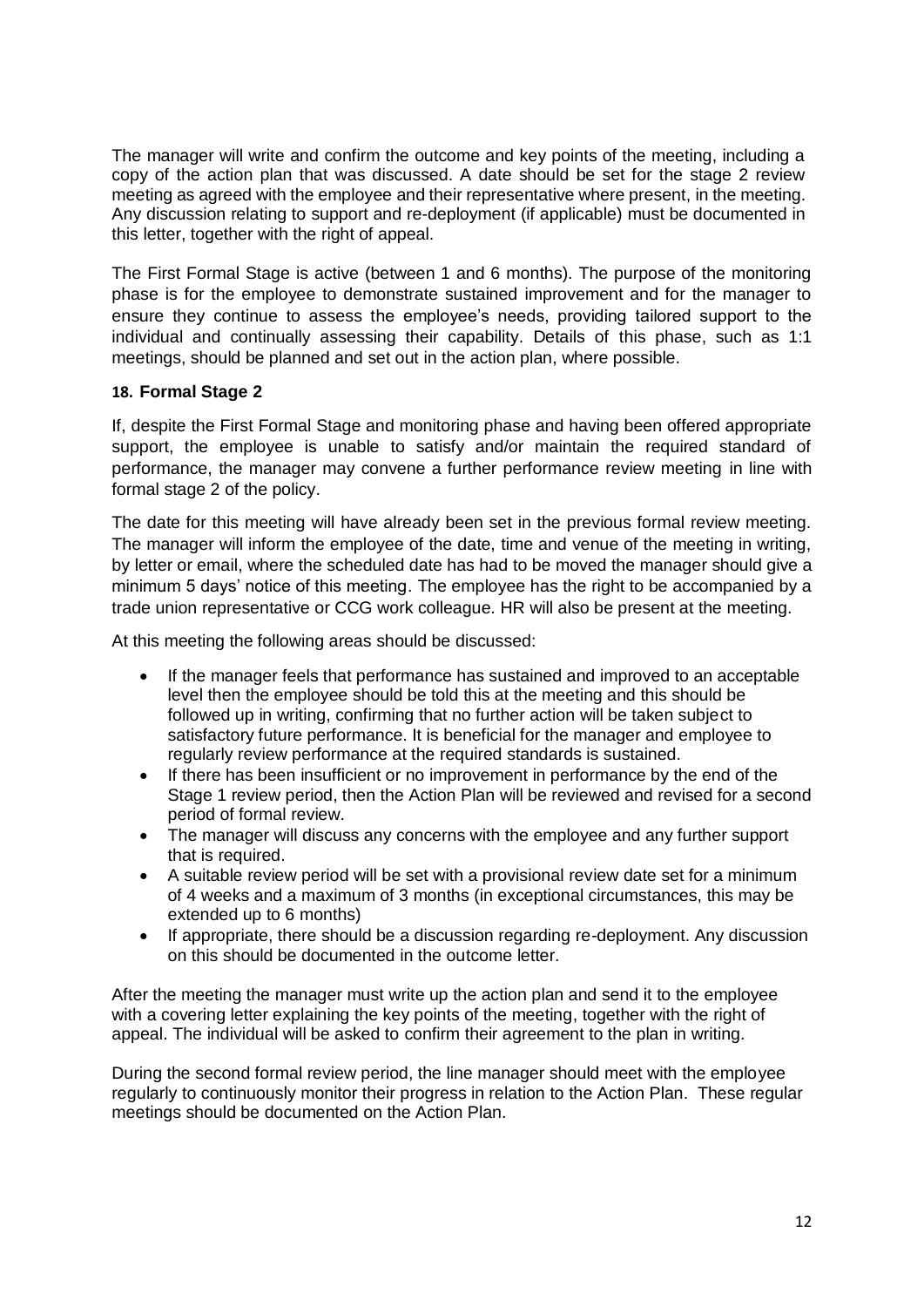The manager will write and confirm the outcome and key points of the meeting, including a copy of the action plan that was discussed. A date should be set for the stage 2 review meeting as agreed with the employee and their representative where present, in the meeting. Any discussion relating to support and re-deployment (if applicable) must be documented in this letter, together with the right of appeal.

The First Formal Stage is active (between 1 and 6 months). The purpose of the monitoring phase is for the employee to demonstrate sustained improvement and for the manager to ensure they continue to assess the employee's needs, providing tailored support to the individual and continually assessing their capability. Details of this phase, such as 1:1 meetings, should be planned and set out in the action plan, where possible.

## 18. Formal Stage 2

If, despite the First Formal Stage and monitoring phase and having been offered appropriate support, the employee is unable to satisfy and/or maintain the required standard of performance, the manager may convene a further performance review meeting in line with formal stage 2 of the policy.

The date for this meeting will have already been set in the previous formal review meeting. The manager will inform the employee of the date, time and venue of the meeting in writing, by letter or email, where the scheduled date has had to be moved the manager should give a minimum 5 days' notice of this meeting. The employee has the right to be accompanied by a trade union representative or CCG work colleague. HR will also be present at the meeting.

At this meeting the following areas should be discussed:

- If the manager feels that performance has sustained and improved to an acceptable level then the employee should be told this at the meeting and this should be followed up in writing, confirming that no further action will be taken subject to satisfactory future performance. It is beneficial for the manager and employee to regularly review performance at the required standards is sustained.
- If there has been insufficient or no improvement in performance by the end of the Stage 1 review period, then the Action Plan will be reviewed and revised for a second period of formal review.
- The manager will discuss any concerns with the employee and any further support that is required.
- A suitable review period will be set with a provisional review date set for a minimum of 4 weeks and a maximum of 3 months (in exceptional circumstances, this may be extended up to 6 months)
- If appropriate, there should be a discussion regarding re-deployment. Any discussion on this should be documented in the outcome letter.

After the meeting the manager must write up the action plan and send it to the employee with a covering letter explaining the key points of the meeting, together with the right of appeal. The individual will be asked to confirm their agreement to the plan in writing.

During the second formal review period, the line manager should meet with the employee regularly to continuously monitor their progress in relation to the Action Plan. These regular meetings should be documented on the Action Plan.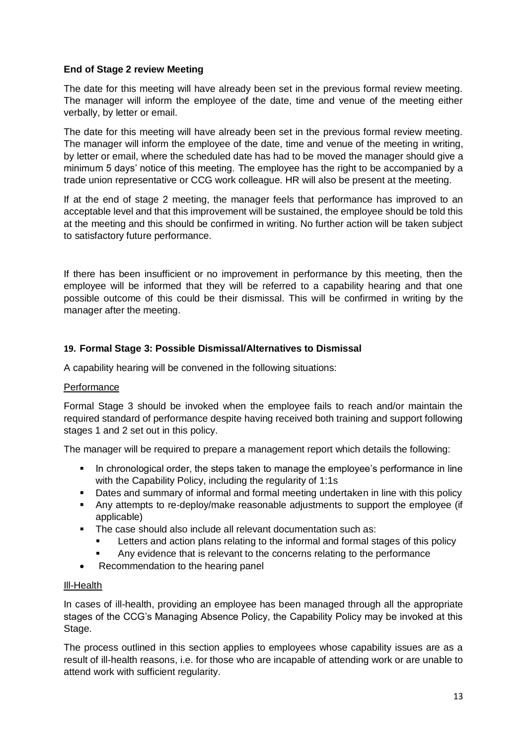### End of Stage 2 review Meeting

The date for this meeting will have already been set in the previous formal review meeting. The manager will inform the employee of the date, time and venue of the meeting either verbally, by letter or email.

The date for this meeting will have already been set in the previous formal review meeting. The manager will inform the employee of the date, time and venue of the meeting in writing, by letter or email, where the scheduled date has had to be moved the manager should give a minimum 5 days' notice of this meeting. The employee has the right to be accompanied by a trade union representative or CCG work colleague. HR will also be present at the meeting.

If at the end of stage 2 meeting, the manager feels that performance has improved to an acceptable level and that this improvement will be sustained, the employee should be told this at the meeting and this should be confirmed in writing. No further action will be taken subject to satisfactory future performance.

If there has been insufficient or no improvement in performance by this meeting, then the employee will be informed that they will be referred to a capability hearing and that one possible outcome of this could be their dismissal. This will be confirmed in writing by the manager after the meeting.

## 19. Formal Stage 3: Possible Dismissal/Alternatives to Dismissal

A capability hearing will be convened in the following situations:

<u>Performance</u>

Formal Stage 3 should be invoked when the employee fails to reach and/or maintain the required standard of performance despite having received both training and support following stages 1 and 2 set out in this policy.

The manager will be required to prepare a management report which details the following:

- In chronological order, the steps taken to manage the employee's performance in line with the Capability Policy, including the regularity of 1:1s
- Dates and summary of informal and formal meeting undertaken in line with this policy
- Any attempts to re-deploy/make reasonable adjustments to support the employee (if applicable)
- The case should also include all relevant documentation such as:
  - Letters and action plans relating to the informal and formal stages of this policy
  - Any evidence that is relevant to the concerns relating to the performance
- Recommendation to the hearing panel

<u>Ill-Health</u>

In cases of ill-health, providing an employee has been managed through all the appropriate stages of the CCG's Managing Absence Policy, the Capability Policy may be invoked at this Stage.

The process outlined in this section applies to employees whose capability issues are as a result of ill-health reasons, i.e. for those who are incapable of attending work or are unable to attend work with sufficient regularity.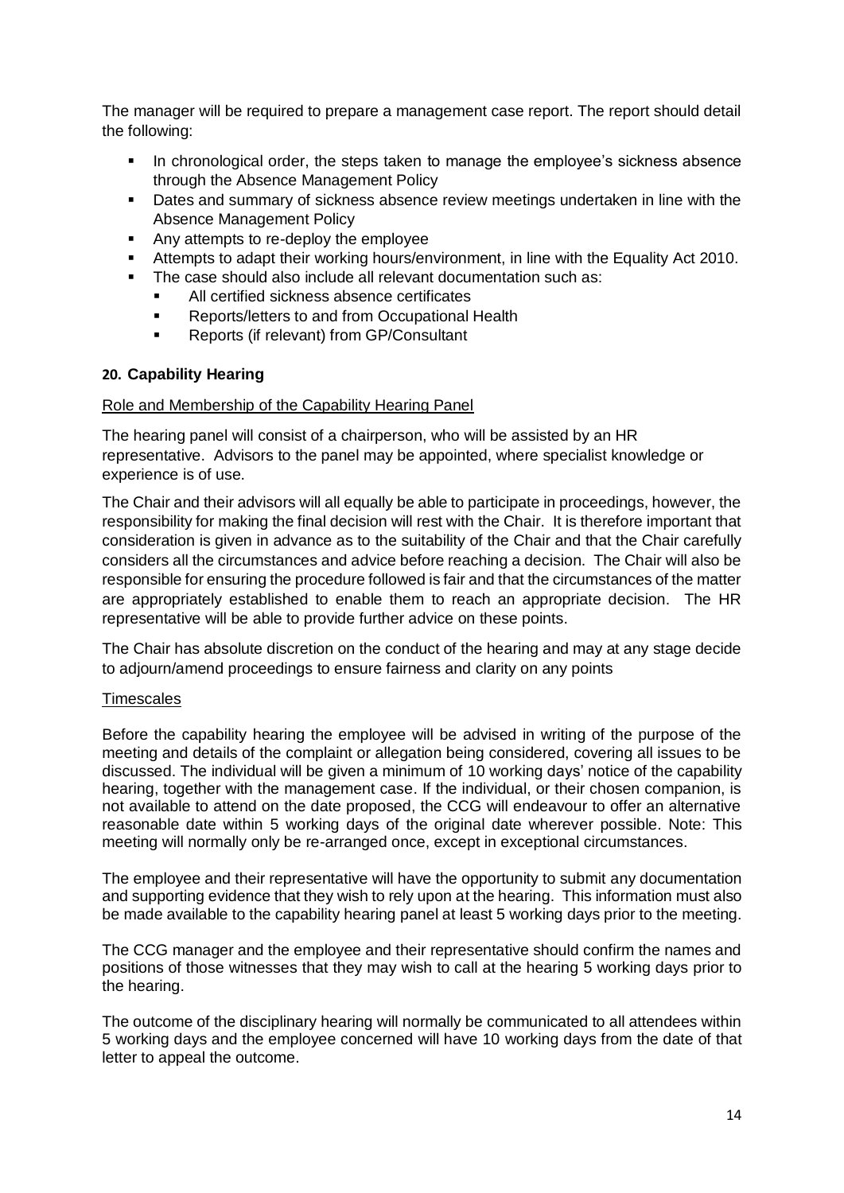The manager will be required to prepare a management case report. The report should detail the following:

- In chronological order, the steps taken to manage the employee's sickness absence through the Absence Management Policy
- Dates and summary of sickness absence review meetings undertaken in line with the Absence Management Policy
- Any attempts to re-deploy the employee
- Attempts to adapt their working hours/environment, in line with the Equality Act 2010.
- The case should also include all relevant documentation such as:
  - All certified sickness absence certificates
  - Reports/letters to and from Occupational Health
  - Reports (if relevant) from GP/Consultant

## 20. Capability Hearing

### Role and Membership of the Capability Hearing Panel

The hearing panel will consist of a chairperson, who will be assisted by an HR representative. Advisors to the panel may be appointed, where specialist knowledge or experience is of use.

The Chair and their advisors will all equally be able to participate in proceedings, however, the responsibility for making the final decision will rest with the Chair. It is therefore important that consideration is given in advance as to the suitability of the Chair and that the Chair carefully considers all the circumstances and advice before reaching a decision. The Chair will also be responsible for ensuring the procedure followed is fair and that the circumstances of the matter are appropriately established to enable them to reach an appropriate decision. The HR representative will be able to provide further advice on these points.

The Chair has absolute discretion on the conduct of the hearing and may at any stage decide to adjourn/amend proceedings to ensure fairness and clarity on any points

### Timescales

Before the capability hearing the employee will be advised in writing of the purpose of the meeting and details of the complaint or allegation being considered, covering all issues to be discussed. The individual will be given a minimum of 10 working days' notice of the capability hearing, together with the management case. If the individual, or their chosen companion, is not available to attend on the date proposed, the CCG will endeavour to offer an alternative reasonable date within 5 working days of the original date wherever possible. Note: This meeting will normally only be re-arranged once, except in exceptional circumstances.

The employee and their representative will have the opportunity to submit any documentation and supporting evidence that they wish to rely upon at the hearing. This information must also be made available to the capability hearing panel at least 5 working days prior to the meeting.

The CCG manager and the employee and their representative should confirm the names and positions of those witnesses that they may wish to call at the hearing 5 working days prior to the hearing.

The outcome of the disciplinary hearing will normally be communicated to all attendees within 5 working days and the employee concerned will have 10 working days from the date of that letter to appeal the outcome.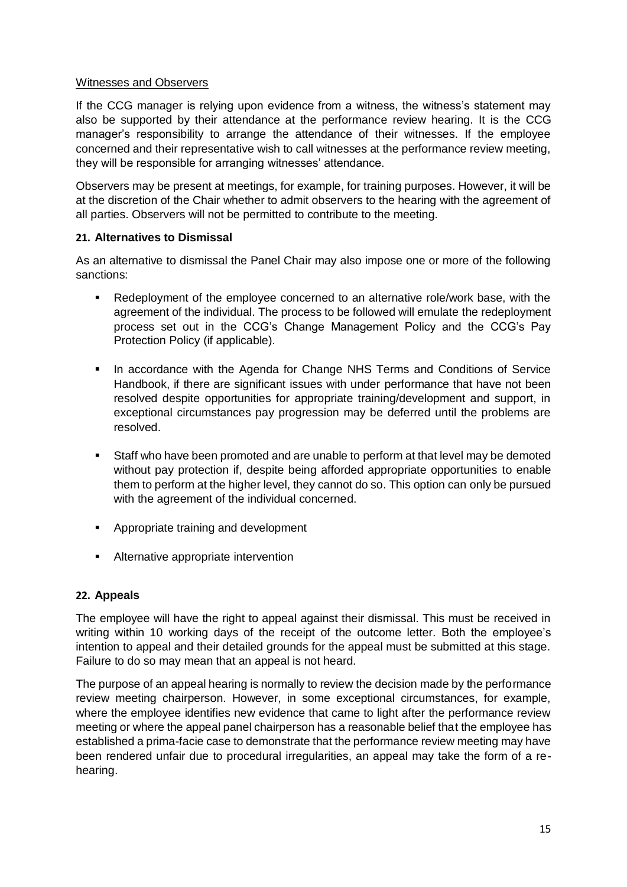Witnesses and Observers

If the CCG manager is relying upon evidence from a witness, the witness's statement may also be supported by their attendance at the performance review hearing. It is the CCG manager's responsibility to arrange the attendance of their witnesses. If the employee concerned and their representative wish to call witnesses at the performance review meeting, they will be responsible for arranging witnesses' attendance.

Observers may be present at meetings, for example, for training purposes. However, it will be at the discretion of the Chair whether to admit observers to the hearing with the agreement of all parties. Observers will not be permitted to contribute to the meeting.

## 21. Alternatives to Dismissal

As an alternative to dismissal the Panel Chair may also impose one or more of the following sanctions:

- Redeployment of the employee concerned to an alternative role/work base, with the agreement of the individual. The process to be followed will emulate the redeployment process set out in the CCG's Change Management Policy and the CCG's Pay Protection Policy (if applicable).
- In accordance with the Agenda for Change NHS Terms and Conditions of Service Handbook, if there are significant issues with under performance that have not been resolved despite opportunities for appropriate training/development and support, in exceptional circumstances pay progression may be deferred until the problems are resolved.
- Staff who have been promoted and are unable to perform at that level may be demoted without pay protection if, despite being afforded appropriate opportunities to enable them to perform at the higher level, they cannot do so. This option can only be pursued with the agreement of the individual concerned.
- Appropriate training and development
- Alternative appropriate intervention

## 22. Appeals

The employee will have the right to appeal against their dismissal. This must be received in writing within 10 working days of the receipt of the outcome letter. Both the employee's intention to appeal and their detailed grounds for the appeal must be submitted at this stage. Failure to do so may mean that an appeal is not heard.

The purpose of an appeal hearing is normally to review the decision made by the performance review meeting chairperson. However, in some exceptional circumstances, for example, where the employee identifies new evidence that came to light after the performance review meeting or where the appeal panel chairperson has a reasonable belief that the employee has established a prima-facie case to demonstrate that the performance review meeting may have been rendered unfair due to procedural irregularities, an appeal may take the form of a re-hearing.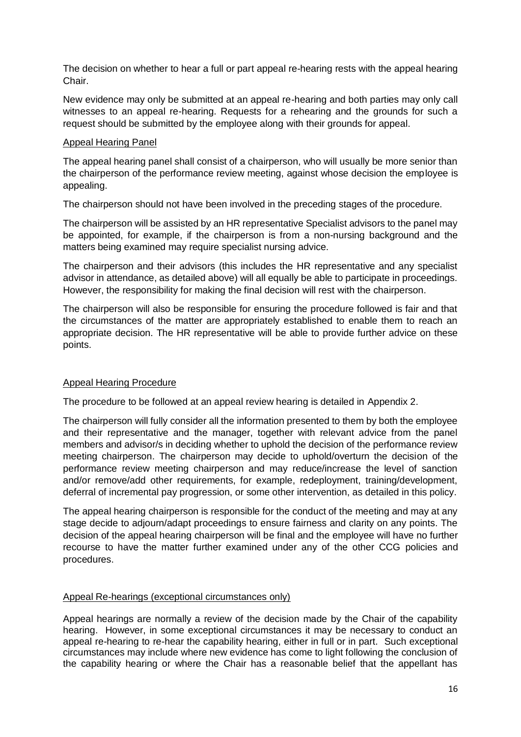The decision on whether to hear a full or part appeal re-hearing rests with the appeal hearing Chair.

New evidence may only be submitted at an appeal re-hearing and both parties may only call witnesses to an appeal re-hearing. Requests for a rehearing and the grounds for such a request should be submitted by the employee along with their grounds for appeal.

<u>Appeal Hearing Panel</u>

The appeal hearing panel shall consist of a chairperson, who will usually be more senior than the chairperson of the performance review meeting, against whose decision the employee is appealing.

The chairperson should not have been involved in the preceding stages of the procedure.

The chairperson will be assisted by an HR representative Specialist advisors to the panel may be appointed, for example, if the chairperson is from a non-nursing background and the matters being examined may require specialist nursing advice.

The chairperson and their advisors (this includes the HR representative and any specialist advisor in attendance, as detailed above) will all equally be able to participate in proceedings. However, the responsibility for making the final decision will rest with the chairperson.

The chairperson will also be responsible for ensuring the procedure followed is fair and that the circumstances of the matter are appropriately established to enable them to reach an appropriate decision. The HR representative will be able to provide further advice on these points.

<u>Appeal Hearing Procedure</u>

The procedure to be followed at an appeal review hearing is detailed in Appendix 2.

The chairperson will fully consider all the information presented to them by both the employee and their representative and the manager, together with relevant advice from the panel members and advisor/s in deciding whether to uphold the decision of the performance review meeting chairperson. The chairperson may decide to uphold/overturn the decision of the performance review meeting chairperson and may reduce/increase the level of sanction and/or remove/add other requirements, for example, redeployment, training/development, deferral of incremental pay progression, or some other intervention, as detailed in this policy.

The appeal hearing chairperson is responsible for the conduct of the meeting and may at any stage decide to adjourn/adapt proceedings to ensure fairness and clarity on any points. The decision of the appeal hearing chairperson will be final and the employee will have no further recourse to have the matter further examined under any of the other CCG policies and procedures.

<u>Appeal Re-hearings (exceptional circumstances only)</u>

Appeal hearings are normally a review of the decision made by the Chair of the capability hearing. However, in some exceptional circumstances it may be necessary to conduct an appeal re-hearing to re-hear the capability hearing, either in full or in part. Such exceptional circumstances may include where new evidence has come to light following the conclusion of the capability hearing or where the Chair has a reasonable belief that the appellant has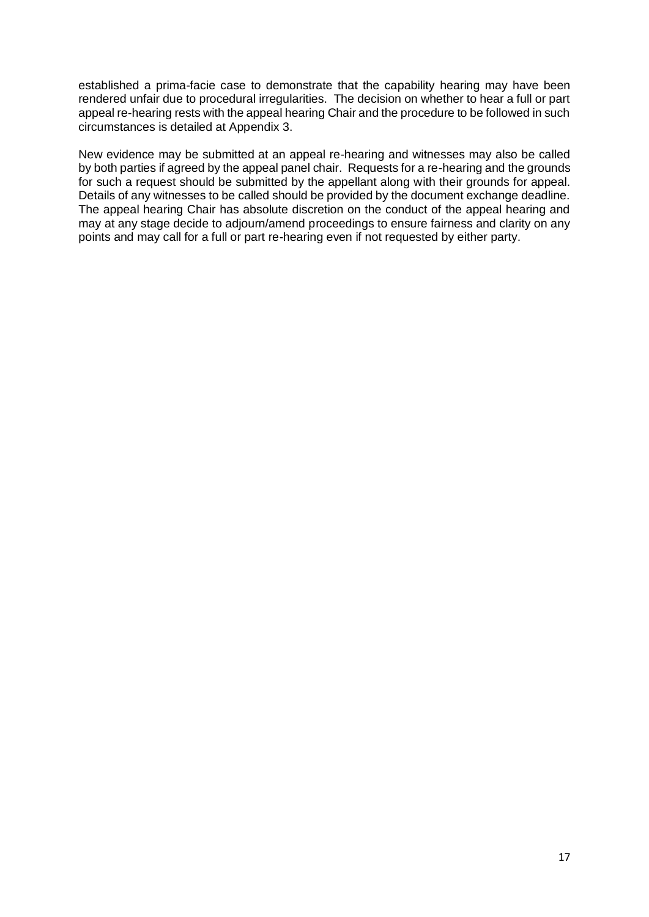established a prima-facie case to demonstrate that the capability hearing may have been rendered unfair due to procedural irregularities. The decision on whether to hear a full or part appeal re-hearing rests with the appeal hearing Chair and the procedure to be followed in such circumstances is detailed at Appendix 3.

New evidence may be submitted at an appeal re-hearing and witnesses may also be called by both parties if agreed by the appeal panel chair. Requests for a re-hearing and the grounds for such a request should be submitted by the appellant along with their grounds for appeal. Details of any witnesses to be called should be provided by the document exchange deadline. The appeal hearing Chair has absolute discretion on the conduct of the appeal hearing and may at any stage decide to adjourn/amend proceedings to ensure fairness and clarity on any points and may call for a full or part re-hearing even if not requested by either party.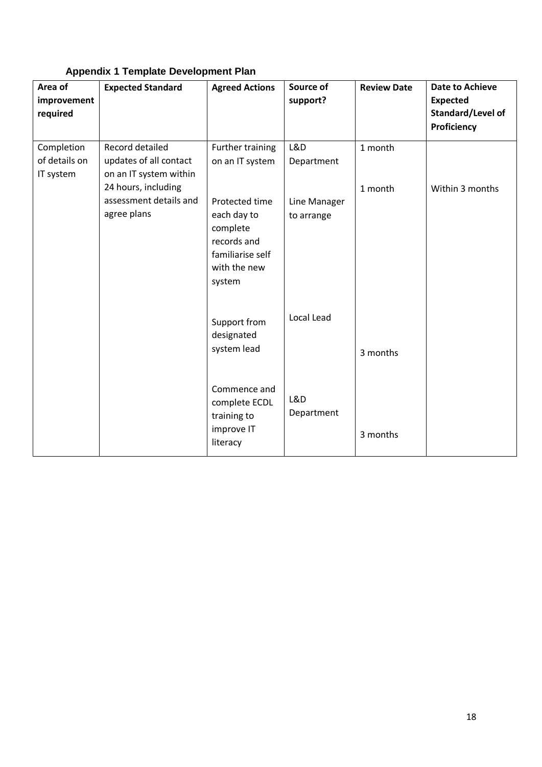**Appendix 1 Template Development Plan**

| Area of improvement required | Expected Standard | Agreed Actions | Source of support? | Review Date | Date to Achieve Expected Standard/Level of Proficiency |
|---|---|---|---|---|---|
| Completion of details on IT system | Record detailed updates of all contact on an IT system within 24 hours, including assessment details and agree plans | Further training on an IT system | L&D Department | 1 month | Within 3 months |
| | | Protected time each day to complete records and familiarise self with the new system | Line Manager to arrange | 1 month | |
| | | Support from designated system lead | Local Lead | 3 months | |
| | | Commence and complete ECDL training to improve IT literacy | L&D Department | 3 months | |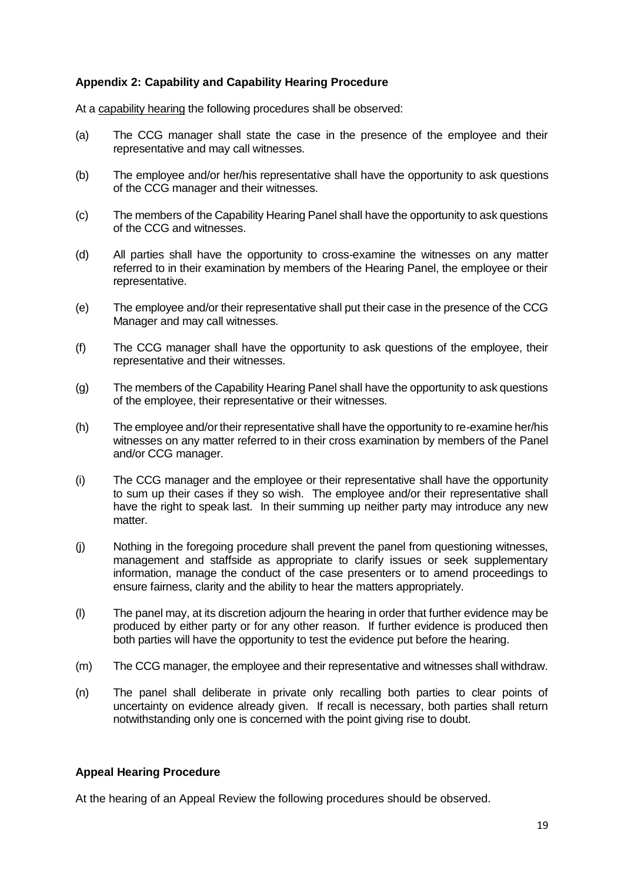### Appendix 2: Capability and Capability Hearing Procedure

At a capability hearing the following procedures shall be observed:

(a) The CCG manager shall state the case in the presence of the employee and their representative and may call witnesses.

(b) The employee and/or her/his representative shall have the opportunity to ask questions of the CCG manager and their witnesses.

(c) The members of the Capability Hearing Panel shall have the opportunity to ask questions of the CCG and witnesses.

(d) All parties shall have the opportunity to cross-examine the witnesses on any matter referred to in their examination by members of the Hearing Panel, the employee or their representative.

(e) The employee and/or their representative shall put their case in the presence of the CCG Manager and may call witnesses.

(f) The CCG manager shall have the opportunity to ask questions of the employee, their representative and their witnesses.

(g) The members of the Capability Hearing Panel shall have the opportunity to ask questions of the employee, their representative or their witnesses.

(h) The employee and/or their representative shall have the opportunity to re-examine her/his witnesses on any matter referred to in their cross examination by members of the Panel and/or CCG manager.

(i) The CCG manager and the employee or their representative shall have the opportunity to sum up their cases if they so wish. The employee and/or their representative shall have the right to speak last. In their summing up neither party may introduce any new matter.

(j) Nothing in the foregoing procedure shall prevent the panel from questioning witnesses, management and staffside as appropriate to clarify issues or seek supplementary information, manage the conduct of the case presenters or to amend proceedings to ensure fairness, clarity and the ability to hear the matters appropriately.

(l) The panel may, at its discretion adjourn the hearing in order that further evidence may be produced by either party or for any other reason. If further evidence is produced then both parties will have the opportunity to test the evidence put before the hearing.

(m) The CCG manager, the employee and their representative and witnesses shall withdraw.

(n) The panel shall deliberate in private only recalling both parties to clear points of uncertainty on evidence already given. If recall is necessary, both parties shall return notwithstanding only one is concerned with the point giving rise to doubt.

### Appeal Hearing Procedure

At the hearing of an Appeal Review the following procedures should be observed.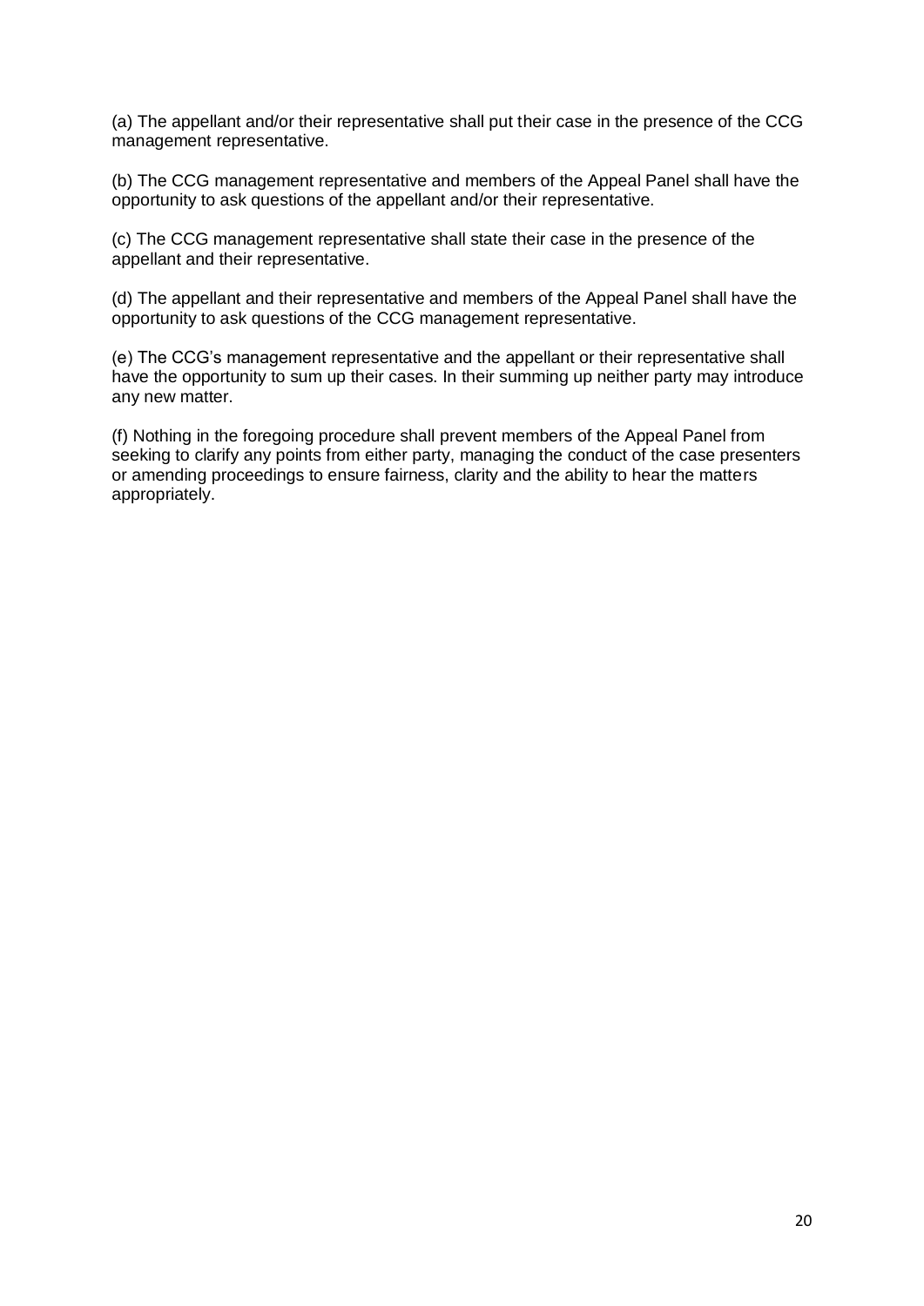(a) The appellant and/or their representative shall put their case in the presence of the CCG management representative.

(b) The CCG management representative and members of the Appeal Panel shall have the opportunity to ask questions of the appellant and/or their representative.

(c) The CCG management representative shall state their case in the presence of the appellant and their representative.

(d) The appellant and their representative and members of the Appeal Panel shall have the opportunity to ask questions of the CCG management representative.

(e) The CCG's management representative and the appellant or their representative shall have the opportunity to sum up their cases. In their summing up neither party may introduce any new matter.

(f) Nothing in the foregoing procedure shall prevent members of the Appeal Panel from seeking to clarify any points from either party, managing the conduct of the case presenters or amending proceedings to ensure fairness, clarity and the ability to hear the matters appropriately.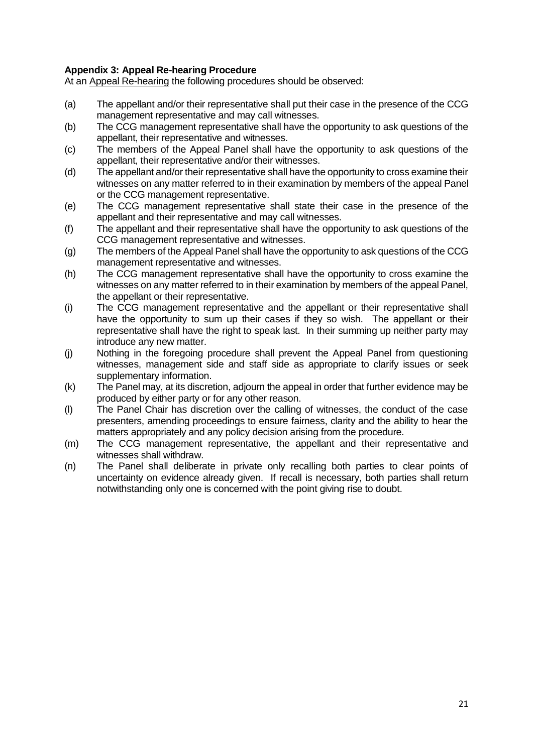**Appendix 3: Appeal Re-hearing Procedure**

At an Appeal Re-hearing the following procedures should be observed:

(a) The appellant and/or their representative shall put their case in the presence of the CCG management representative and may call witnesses.

(b) The CCG management representative shall have the opportunity to ask questions of the appellant, their representative and witnesses.

(c) The members of the Appeal Panel shall have the opportunity to ask questions of the appellant, their representative and/or their witnesses.

(d) The appellant and/or their representative shall have the opportunity to cross examine their witnesses on any matter referred to in their examination by members of the appeal Panel or the CCG management representative.

(e) The CCG management representative shall state their case in the presence of the appellant and their representative and may call witnesses.

(f) The appellant and their representative shall have the opportunity to ask questions of the CCG management representative and witnesses.

(g) The members of the Appeal Panel shall have the opportunity to ask questions of the CCG management representative and witnesses.

(h) The CCG management representative shall have the opportunity to cross examine the witnesses on any matter referred to in their examination by members of the appeal Panel, the appellant or their representative.

(i) The CCG management representative and the appellant or their representative shall have the opportunity to sum up their cases if they so wish. The appellant or their representative shall have the right to speak last. In their summing up neither party may introduce any new matter.

(j) Nothing in the foregoing procedure shall prevent the Appeal Panel from questioning witnesses, management side and staff side as appropriate to clarify issues or seek supplementary information.

(k) The Panel may, at its discretion, adjourn the appeal in order that further evidence may be produced by either party or for any other reason.

(l) The Panel Chair has discretion over the calling of witnesses, the conduct of the case presenters, amending proceedings to ensure fairness, clarity and the ability to hear the matters appropriately and any policy decision arising from the procedure.

(m) The CCG management representative, the appellant and their representative and witnesses shall withdraw.

(n) The Panel shall deliberate in private only recalling both parties to clear points of uncertainty on evidence already given. If recall is necessary, both parties shall return notwithstanding only one is concerned with the point giving rise to doubt.